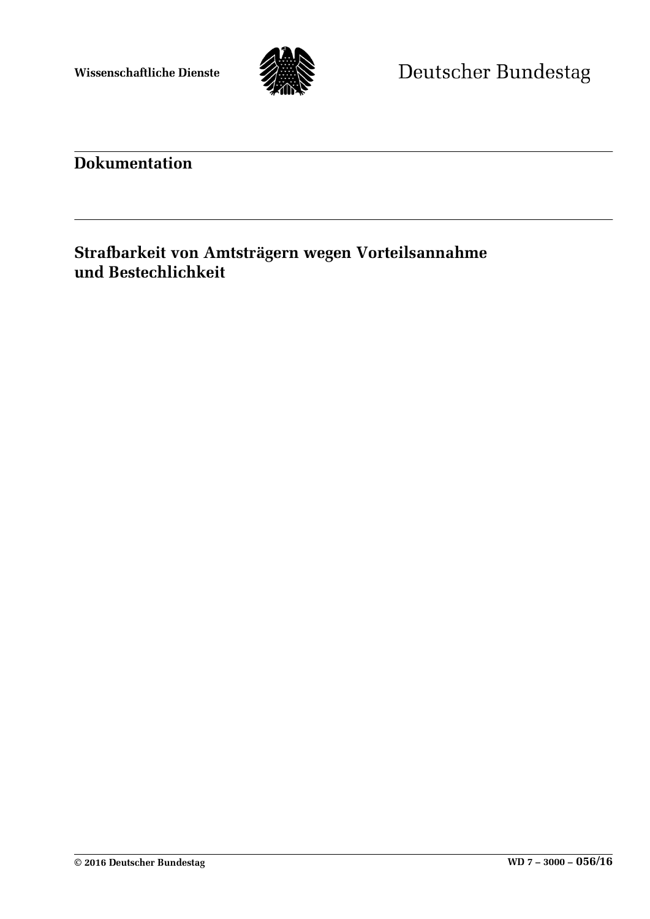**Wissenschaftliche Dienste**

Deutscher Bundestag

---

**Dokumentation**

---

# Strafbarkeit von Amtsträgern wegen Vorteilsannahme und Bestechlichkeit

---

**© 2016 Deutscher Bundestag** **WD 7 – 3000 – 056/16**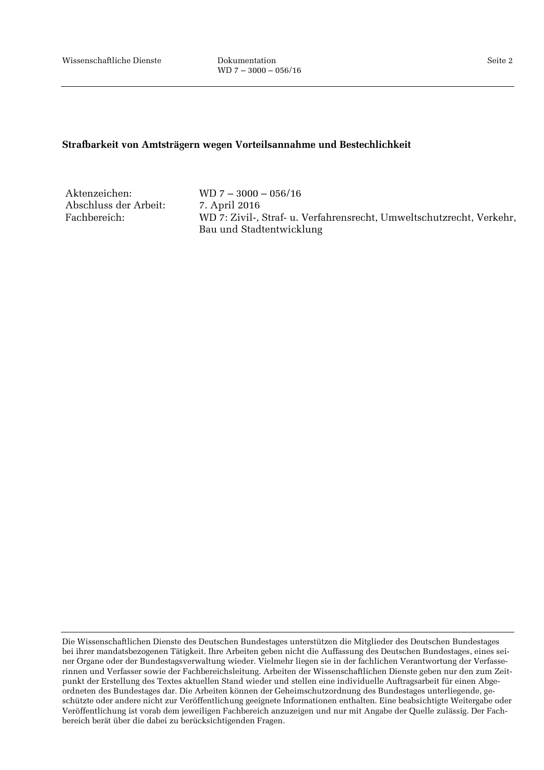**Strafbarkeit von Amtsträgern wegen Vorteilsannahme und Bestechlichkeit**

| | |
|---|---|
| Aktenzeichen: | WD 7 – 3000 – 056/16 |
| Abschluss der Arbeit: | 7. April 2016 |
| Fachbereich: | WD 7: Zivil-, Straf- u. Verfahrensrecht, Umweltschutzrecht, Verkehr, Bau und Stadtentwicklung |

Die Wissenschaftlichen Dienste des Deutschen Bundestages unterstützen die Mitglieder des Deutschen Bundestages bei ihrer mandatsbezogenen Tätigkeit. Ihre Arbeiten geben nicht die Auffassung des Deutschen Bundestages, eines seiner Organe oder der Bundestagsverwaltung wieder. Vielmehr liegen sie in der fachlichen Verantwortung der Verfasserinnen und Verfasser sowie der Fachbereichsleitung. Arbeiten der Wissenschaftlichen Dienste geben nur den zum Zeitpunkt der Erstellung des Textes aktuellen Stand wieder und stellen eine individuelle Auftragsarbeit für einen Abgeordneten des Bundestages dar. Die Arbeiten können der Geheimschutzordnung des Bundestages unterliegende, geschützte oder andere nicht zur Veröffentlichung geeignete Informationen enthalten. Eine beabsichtigte Weitergabe oder Veröffentlichung ist vorab dem jeweiligen Fachbereich anzuzeigen und nur mit Angabe der Quelle zulässig. Der Fachbereich berät über die dabei zu berücksichtigenden Fragen.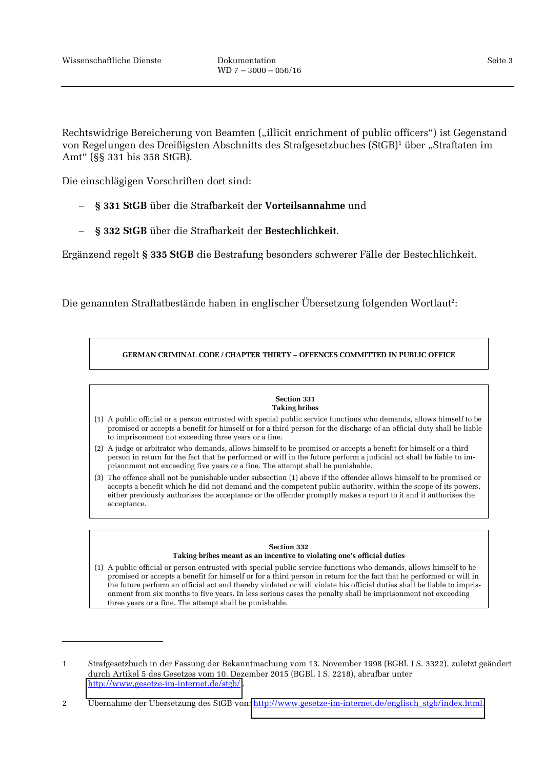Rechtswidrige Bereicherung von Beamten („illicit enrichment of public officers“) ist Gegenstand von Regelungen des Dreißigsten Abschnitts des Strafgesetzbuches (StGB)[1] über „Straftaten im Amt“ (§§ 331 bis 358 StGB).

Die einschlägigen Vorschriften dort sind:

- **§ 331 StGB** über die Strafbarkeit der **Vorteilsannahme** und
- **§ 332 StGB** über die Strafbarkeit der **Bestechlichkeit**.

Ergänzend regelt **§ 335 StGB** die Bestrafung besonders schwerer Fälle der Bestechlichkeit.

Die genannten Straftatbestände haben in englischer Übersetzung folgenden Wortlaut[2]:

**GERMAN CRIMINAL CODE / CHAPTER THIRTY – OFFENCES COMMITTED IN PUBLIC OFFICE**

**Section 331**
**Taking bribes**

(1) A public official or a person entrusted with special public service functions who demands, allows himself to be promised or accepts a benefit for himself or for a third person for the discharge of an official duty shall be liable to imprisonment not exceeding three years or a fine.

(2) A judge or arbitrator who demands, allows himself to be promised or accepts a benefit for himself or a third person in return for the fact that he performed or will in the future perform a judicial act shall be liable to imprisonment not exceeding five years or a fine. The attempt shall be punishable.

(3) The offence shall not be punishable under subsection (1) above if the offender allows himself to be promised or accepts a benefit which he did not demand and the competent public authority, within the scope of its powers, either previously authorises the acceptance or the offender promptly makes a report to it and it authorises the acceptance.

**Section 332**
**Taking bribes meant as an incentive to violating one's official duties**

(1) A public official or person entrusted with special public service functions who demands, allows himself to be promised or accepts a benefit for himself or for a third person in return for the fact that he performed or will in the future perform an official act and thereby violated or will violate his official duties shall be liable to imprisonment from six months to five years. In less serious cases the penalty shall be imprisonment not exceeding three years or a fine. The attempt shall be punishable.

---

1 Strafgesetzbuch in der Fassung der Bekanntmachung vom 13. November 1998 (BGBl. I S. 3322), zuletzt geändert durch Artikel 5 des Gesetzes vom 10. Dezember 2015 (BGBl. I S. 2218), abrufbar unter http://www.gesetze-im-internet.de/stgb/.

2 Übernahme der Übersetzung des StGB von: http://www.gesetze-im-internet.de/englisch_stgb/index.html.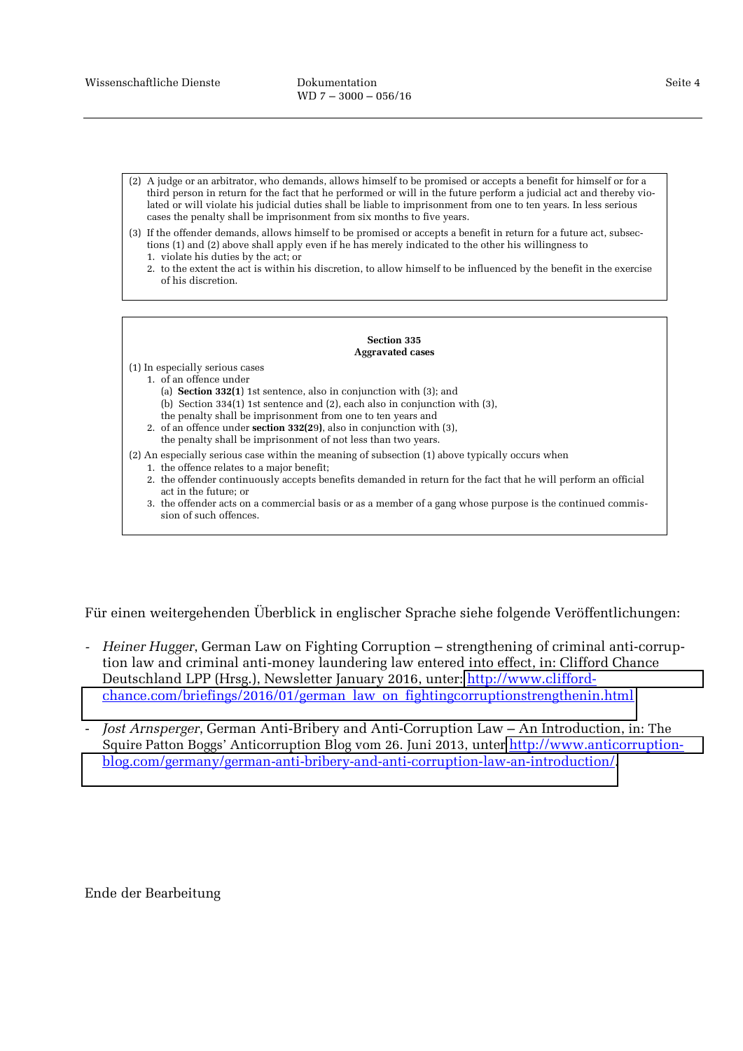(2) A judge or an arbitrator, who demands, allows himself to be promised or accepts a benefit for himself or for a third person in return for the fact that he performed or will in the future perform a judicial act and thereby violated or will violate his judicial duties shall be liable to imprisonment from one to ten years. In less serious cases the penalty shall be imprisonment from six months to five years.

(3) If the offender demands, allows himself to be promised or accepts a benefit in return for a future act, subsections (1) and (2) above shall apply even if he has merely indicated to the other his willingness to
1. violate his duties by the act; or
2. to the extent the act is within his discretion, to allow himself to be influenced by the benefit in the exercise of his discretion.

**Section 335**
**Aggravated cases**

(1) In especially serious cases
1. of an offence under
   (a) **Section 332(1)** 1st sentence, also in conjunction with (3); and
   (b) Section 334(1) 1st sentence and (2), each also in conjunction with (3),
   the penalty shall be imprisonment from one to ten years and
2. of an offence under **section 332(29)**, also in conjunction with (3),
   the penalty shall be imprisonment of not less than two years.

(2) An especially serious case within the meaning of subsection (1) above typically occurs when
1. the offence relates to a major benefit;
2. the offender continuously accepts benefits demanded in return for the fact that he will perform an official act in the future; or
3. the offender acts on a commercial basis or as a member of a gang whose purpose is the continued commission of such offences.

Für einen weitergehenden Überblick in englischer Sprache siehe folgende Veröffentlichungen:

- *Heiner Hugger*, German Law on Fighting Corruption – strengthening of criminal anti-corruption law and criminal anti-money laundering law entered into effect, in: Clifford Chance Deutschland LPP (Hrsg.), Newsletter January 2016, unter: http://www.clifford-chance.com/briefings/2016/01/german_law_on_fightingcorruptionstrengthenin.html

- *Jost Arnsperger*, German Anti-Bribery and Anti-Corruption Law – An Introduction, in: The Squire Patton Boggs' Anticorruption Blog vom 26. Juni 2013, unter http://www.anticorruption-blog.com/germany/german-anti-bribery-and-anti-corruption-law-an-introduction/.

Ende der Bearbeitung